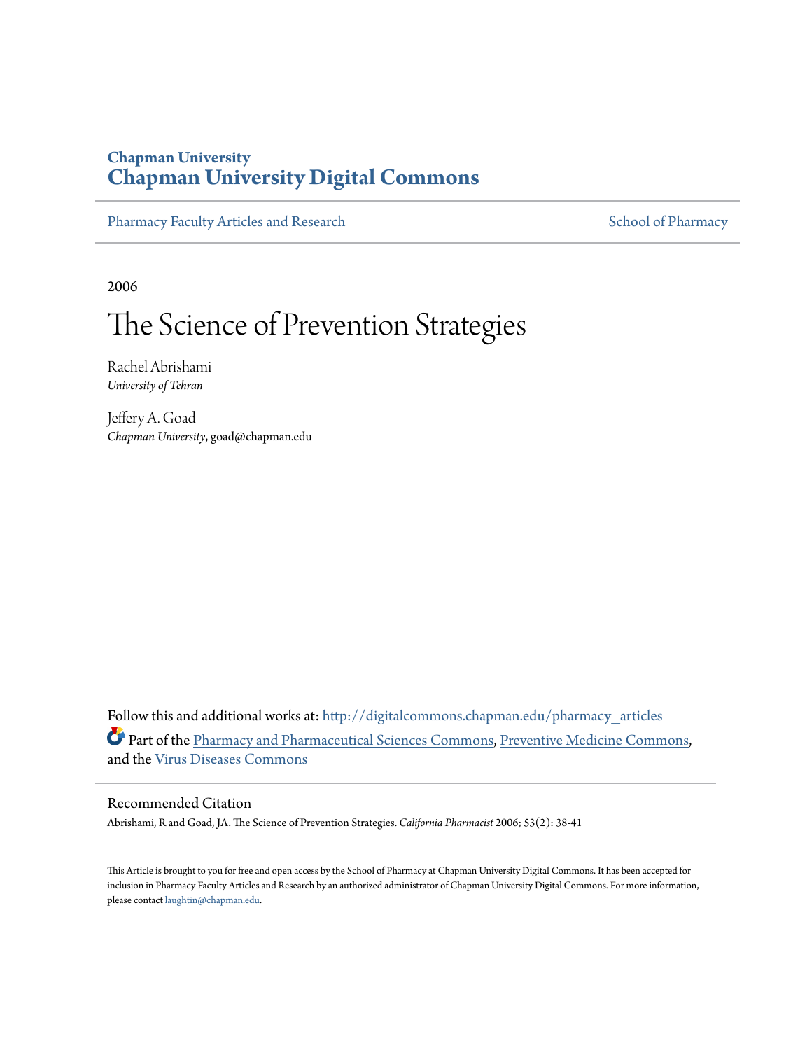Chapman University

# Chapman University Digital Commons

Pharmacy Faculty Articles and Research

School of Pharmacy

2006

# The Science of Prevention Strategies

Rachel Abrishami
*University of Tehran*

Jeffery A. Goad
*Chapman University*, goad@chapman.edu

Follow this and additional works at: http://digitalcommons.chapman.edu/pharmacy_articles

Part of the Pharmacy and Pharmaceutical Sciences Commons, Preventive Medicine Commons, and the Virus Diseases Commons

## Recommended Citation

Abrishami, R and Goad, JA. The Science of Prevention Strategies. *California Pharmacist* 2006; 53(2): 38-41

This Article is brought to you for free and open access by the School of Pharmacy at Chapman University Digital Commons. It has been accepted for inclusion in Pharmacy Faculty Articles and Research by an authorized administrator of Chapman University Digital Commons. For more information, please contact laughtin@chapman.edu.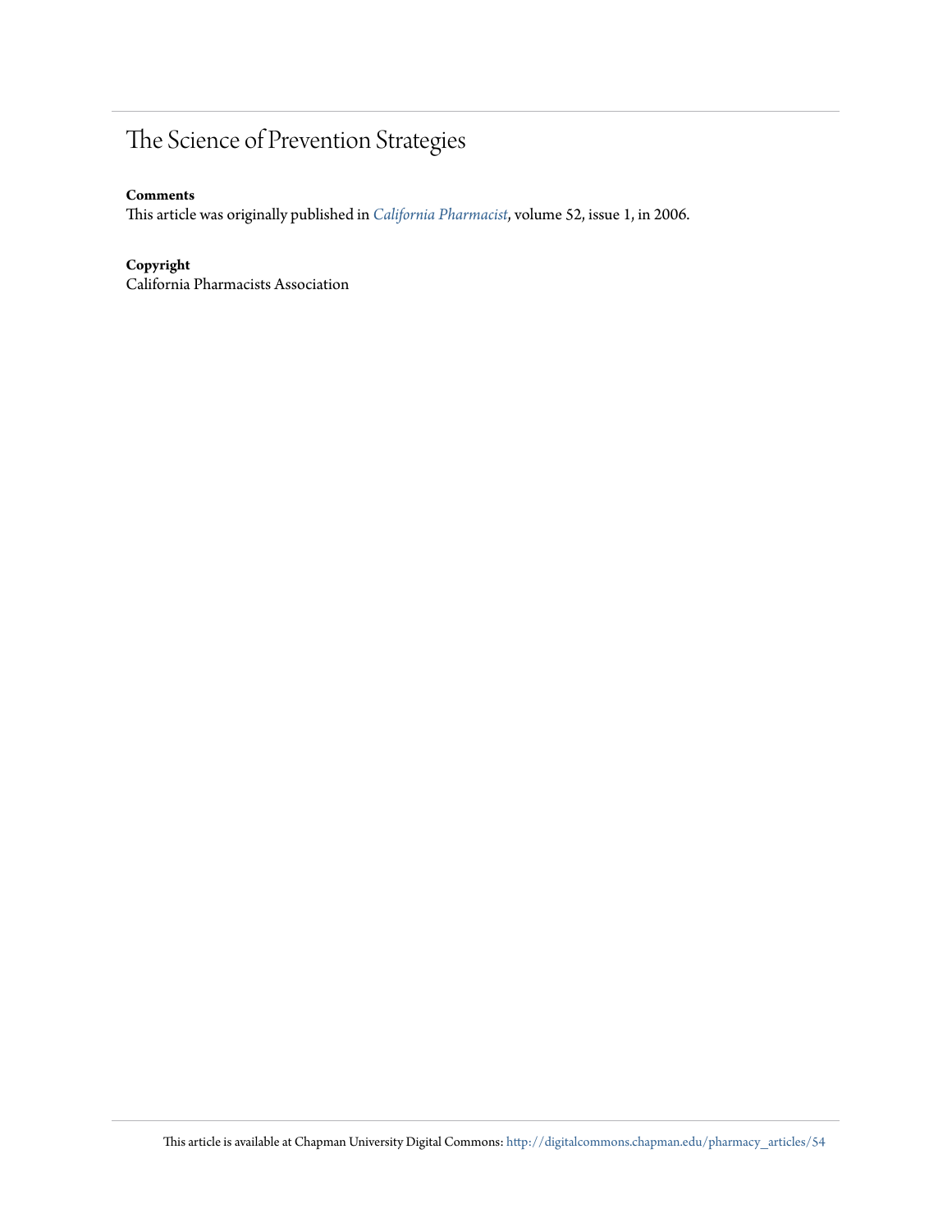# The Science of Prevention Strategies

**Comments**

This article was originally published in *California Pharmacist*, volume 52, issue 1, in 2006.

**Copyright**

California Pharmacists Association

This article is available at Chapman University Digital Commons: http://digitalcommons.chapman.edu/pharmacy_articles/54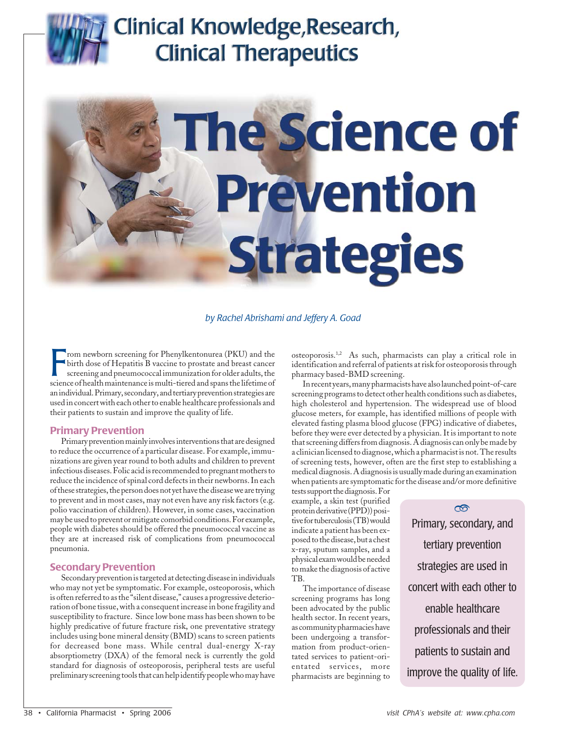Clinical Knowledge, Research, Clinical Therapeutics

# The Science of Prevention Strategies

*by Rachel Abrishami and Jeffery A. Goad*

From newborn screening for Phenylkentonurea (PKU) and the birth dose of Hepatitis B vaccine to prostate and breast cancer screening and pneumococcal immunization for older adults, the science of health maintenance is multi-tiered and spans the lifetime of an individual. Primary, secondary, and tertiary prevention strategies are used in concert with each other to enable healthcare professionals and their patients to sustain and improve the quality of life.

## Primary Prevention

Primary prevention mainly involves interventions that are designed to reduce the occurrence of a particular disease. For example, immunizations are given year round to both adults and children to prevent infectious diseases. Folic acid is recommended to pregnant mothers to reduce the incidence of spinal cord defects in their newborns. In each of these strategies, the person does not yet have the disease we are trying to prevent and in most cases, may not even have any risk factors (e.g. polio vaccination of children). However, in some cases, vaccination may be used to prevent or mitigate comorbid conditions. For example, people with diabetes should be offered the pneumococcal vaccine as they are at increased risk of complications from pneumococcal pneumonia.

## Secondary Prevention

Secondary prevention is targeted at detecting disease in individuals who may not yet be symptomatic. For example, osteoporosis, which is often referred to as the "silent disease," causes a progressive deterioration of bone tissue, with a consequent increase in bone fragility and susceptibility to fracture. Since low bone mass has been shown to be highly predictive of future fracture risk, one preventative strategy includes using bone mineral density (BMD) scans to screen patients for decreased bone mass. While central dual-energy X-ray absorptiometry (DXA) of the femoral neck is currently the gold standard for diagnosis of osteoporosis, peripheral tests are useful preliminary screening tools that can help identify people who may have osteoporosis.[1,2] As such, pharmacists can play a critical role in identification and referral of patients at risk for osteoporosis through pharmacy based-BMD screening.

In recent years, many pharmacists have also launched point-of-care screening programs to detect other health conditions such as diabetes, high cholesterol and hypertension. The widespread use of blood glucose meters, for example, has identified millions of people with elevated fasting plasma blood glucose (FPG) indicative of diabetes, before they were ever detected by a physician. It is important to note that screening differs from diagnosis. A diagnosis can only be made by a clinician licensed to diagnose, which a pharmacist is not. The results of screening tests, however, often are the first step to establishing a medical diagnosis. A diagnosis is usually made during an examination when patients are symptomatic for the disease and/or more definitive tests support the diagnosis. For example, a skin test (purified protein derivative (PPD)) positive for tuberculosis (TB) would indicate a patient has been exposed to the disease, but a chest x-ray, sputum samples, and a physical exam would be needed to make the diagnosis of active TB.

> Primary, secondary, and tertiary prevention strategies are used in concert with each other to enable healthcare professionals and their patients to sustain and improve the quality of life.

The importance of disease screening programs has long been advocated by the public health sector. In recent years, as community pharmacies have been undergoing a transformation from product-orientated services to patient-orientated services, more pharmacists are beginning to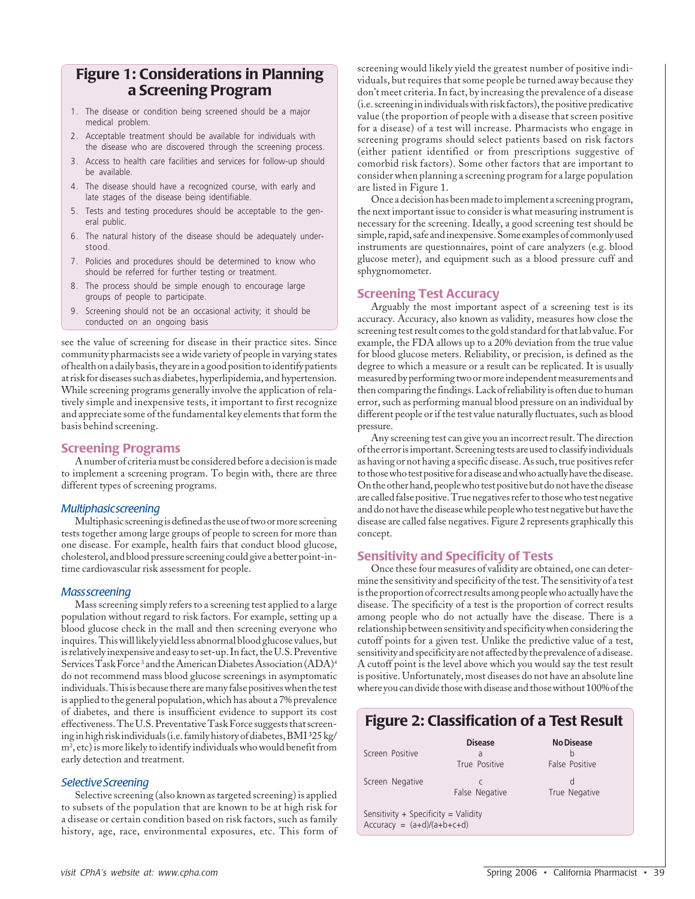## Figure 1: Considerations in Planning a Screening Program

1. The disease or condition being screened should be a major medical problem.
2. Acceptable treatment should be available for individuals with the disease who are discovered through the screening process.
3. Access to health care facilities and services for follow-up should be available.
4. The disease should have a recognized course, with early and late stages of the disease being identifiable.
5. Tests and testing procedures should be acceptable to the general public.
6. The natural history of the disease should be adequately understood.
7. Policies and procedures should be determined to know who should be referred for further testing or treatment.
8. The process should be simple enough to encourage large groups of people to participate.
9. Screening should not be an occasional activity; it should be conducted on an ongoing basis

see the value of screening for disease in their practice sites. Since community pharmacists see a wide variety of people in varying states of health on a daily basis, they are in a good position to identify patients at risk for diseases such as diabetes, hyperlipidemia, and hypertension. While screening programs generally involve the application of relatively simple and inexpensive tests, it important to first recognize and appreciate some of the fundamental key elements that form the basis behind screening.

## Screening Programs

A number of criteria must be considered before a decision is made to implement a screening program. To begin with, there are three different types of screening programs.

### *Multiphasic screening*

Multiphasic screening is defined as the use of two or more screening tests together among large groups of people to screen for more than one disease. For example, health fairs that conduct blood glucose, cholesterol, and blood pressure screening could give a better point-in-time cardiovascular risk assessment for people.

### *Mass screening*

Mass screening simply refers to a screening test applied to a large population without regard to risk factors. For example, setting up a blood glucose check in the mall and then screening everyone who inquires. This will likely yield less abnormal blood glucose values, but is relatively inexpensive and easy to set-up. In fact, the U.S. Preventive Services Task Force[3] and the American Diabetes Association (ADA)[4] do not recommend mass blood glucose screenings in asymptomatic individuals. This is because there are many false positives when the test is applied to the general population, which has about a 7% prevalence of diabetes, and there is insufficient evidence to support its cost effectiveness. The U.S. Preventative Task Force suggests that screening in high risk individuals (i.e. family history of diabetes, BMI ≥25 kg/m$^2$, etc) is more likely to identify individuals who would benefit from early detection and treatment.

### *Selective Screening*

Selective screening (also known as targeted screening) is applied to subsets of the population that are known to be at high risk for a disease or certain condition based on risk factors, such as family history, age, race, environmental exposures, etc. This form of screening would likely yield the greatest number of positive individuals, but requires that some people be turned away because they don't meet criteria. In fact, by increasing the prevalence of a disease (i.e. screening in individuals with risk factors), the positive predictive value (the proportion of people with a disease that screen positive for a disease) of a test will increase. Pharmacists who engage in screening programs should select patients based on risk factors (either patient identified or from prescriptions suggestive of comorbid risk factors). Some other factors that are important to consider when planning a screening program for a large population are listed in Figure 1.

Once a decision has been made to implement a screening program, the next important issue to consider is what measuring instrument is necessary for the screening. Ideally, a good screening test should be simple, rapid, safe and inexpensive. Some examples of commonly used instruments are questionnaires, point of care analyzers (e.g. blood glucose meter), and equipment such as a blood pressure cuff and sphygnomometer.

## Screening Test Accuracy

Arguably the most important aspect of a screening test is its accuracy. Accuracy, also known as validity, measures how close the screening test result comes to the gold standard for that lab value. For example, the FDA allows up to a 20% deviation from the true value for blood glucose meters. Reliability, or precision, is defined as the degree to which a measure or a result can be replicated. It is usually measured by performing two or more independent measurements and then comparing the findings. Lack of reliability is often due to human error, such as performing manual blood pressure on an individual by different people or if the test value naturally fluctuates, such as blood pressure.

Any screening test can give you an incorrect result. The direction of the error is important. Screening tests are used to classify individuals as having or not having a specific disease. As such, true positives refer to those who test positive for a disease and who actually have the disease. On the other hand, people who test positive but do not have the disease are called false positive. True negatives refer to those who test negative and do not have the disease while people who test negative but have the disease are called false negatives. Figure 2 represents graphically this concept.

## Sensitivity and Specificity of Tests

Once these four measures of validity are obtained, one can determine the sensitivity and specificity of the test. The sensitivity of a test is the proportion of correct results among people who actually have the disease. The specificity of a test is the proportion of correct results among people who do not actually have the disease. There is a relationship between sensitivity and specificity when considering the cutoff points for a given test. Unlike the predictive value of a test, sensitivity and specificity are not affected by the prevalence of a disease. A cutoff point is the level above which you would say the test result is positive. Unfortunately, most diseases do not have an absolute line where you can divide those with disease and those without 100% of the

## Figure 2: Classification of a Test Result

| | Disease | No Disease |
|---|---|---|
| Screen Positive | a<br>True Positive | b<br>False Positive |
| Screen Negative | c<br>False Negative | d<br>True Negative |

Sensitivity + Specificity = Validity
Accuracy = (a+d)/(a+b+c+d)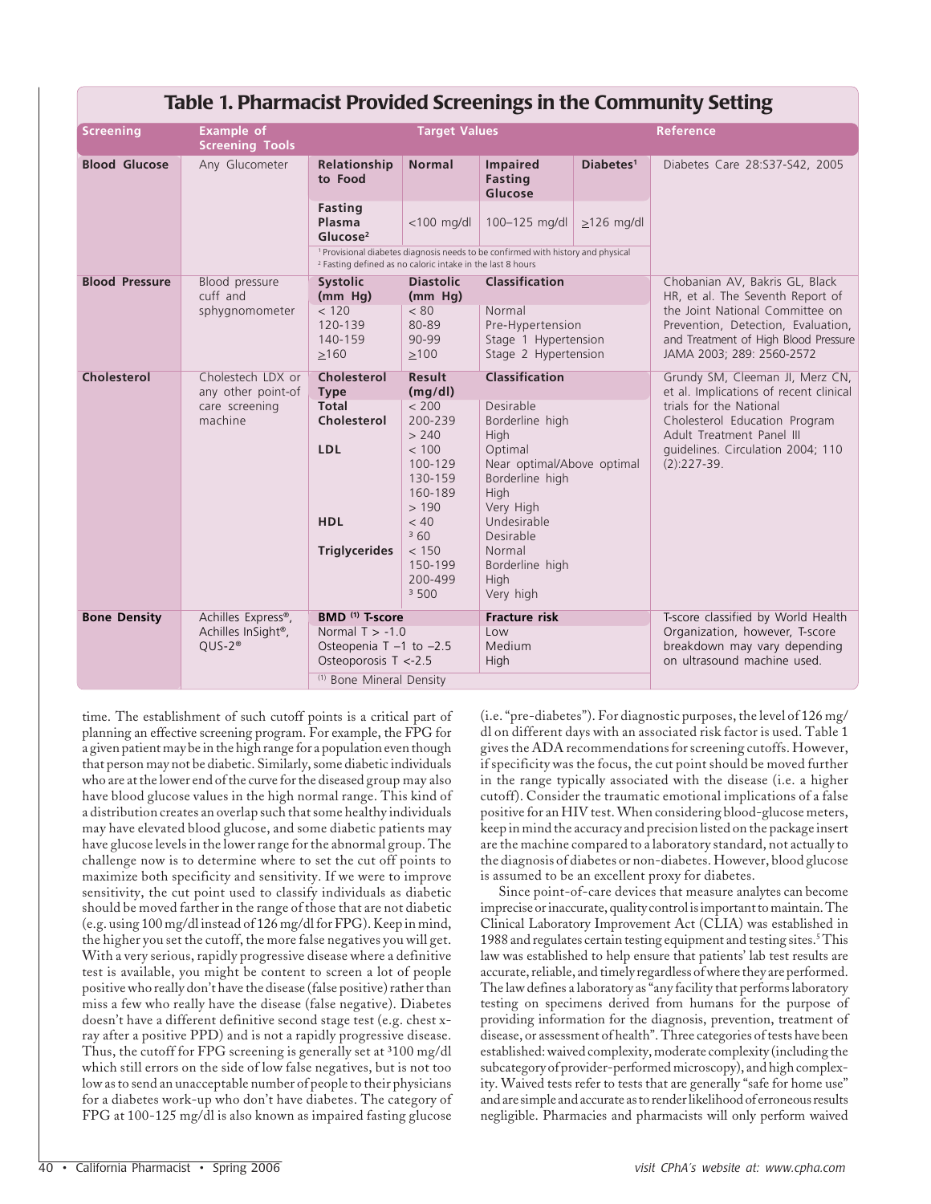## Table 1. Pharmacist Provided Screenings in the Community Setting

| Screening | Example of Screening Tools | Target Values | | | | Reference |
|---|---|---|---|---|---|---|
| **Blood Glucose** | Any Glucometer | **Relationship to Food** | **Normal** | **Impaired Fasting Glucose** | **Diabetes**[1] | Diabetes Care 28:S37-S42, 2005 |
| | | **Fasting Plasma Glucose**[2] | <100 mg/dl | 100–125 mg/dl | ≥126 mg/dl | |
| | | [1] Provisional diabetes diagnosis needs to be confirmed with history and physical. [2] Fasting defined as no caloric intake in the last 8 hours | | | | |
| **Blood Pressure** | Blood pressure cuff and sphygnomometer | **Systolic (mm Hg)** | **Diastolic (mm Hg)** | **Classification** | | Chobanian AV, Bakris GL, Black HR, et al. The Seventh Report of the Joint National Committee on Prevention, Detection, Evaluation, and Treatment of High Blood Pressure JAMA 2003; 289: 2560-2572 |
| | | < 120 | < 80 | Normal | | |
| | | 120-139 | 80-89 | Pre-Hypertension | | |
| | | 140-159 | 90-99 | Stage 1 Hypertension | | |
| | | ≥160 | ≥100 | Stage 2 Hypertension | | |
| **Cholesterol** | Cholestech LDX or any other point-of care screening machine | **Cholesterol Type** | **Result (mg/dl)** | **Classification** | | Grundy SM, Cleeman JI, Merz CN, et al. Implications of recent clinical trials for the National Cholesterol Education Program Adult Treatment Panel III guidelines. Circulation 2004; 110 (2):227-39. |
| | | **Total Cholesterol** | < 200 | Desirable | | |
| | | | 200-239 | Borderline high | | |
| | | | > 240 | High | | |
| | | **LDL** | < 100 | Optimal | | |
| | | | 100-129 | Near optimal/Above optimal | | |
| | | | 130-159 | Borderline high | | |
| | | | 160-189 | High | | |
| | | | > 190 | Very High | | |
| | | **HDL** | < 40 | Undesirable | | |
| | | | ³ 60 | Desirable | | |
| | | **Triglycerides** | < 150 | Normal | | |
| | | | 150-199 | Borderline high | | |
| | | | 200-499 | High | | |
| | | | ³ 500 | Very high | | |
| **Bone Density** | Achilles Express®, Achilles InSight®, QUS-2® | **BMD (1) T-score** | | **Fracture risk** | | T-score classified by World Health Organization, however, T-score breakdown may vary depending on ultrasound machine used. |
| | | Normal T > -1.0 | | Low | | |
| | | Osteopenia T –1 to –2.5 | | Medium | | |
| | | Osteoporosis T <-2.5 | | High | | |
| | | (1) Bone Mineral Density | | | | |

time. The establishment of such cutoff points is a critical part of planning an effective screening program. For example, the FPG for a given patient may be in the high range for a population even though that person may not be diabetic. Similarly, some diabetic individuals who are at the lower end of the curve for the diseased group may also have blood glucose values in the high normal range. This kind of a distribution creates an overlap such that some healthy individuals may have elevated blood glucose, and some diabetic patients may have glucose levels in the lower range for the abnormal group. The challenge now is to determine where to set the cut off points to maximize both specificity and sensitivity. If we were to improve sensitivity, the cut point used to classify individuals as diabetic should be moved farther in the range of those that are not diabetic (e.g. using 100 mg/dl instead of 126 mg/dl for FPG). Keep in mind, the higher you set the cutoff, the more false negatives you will get. With a very serious, rapidly progressive disease where a definitive test is available, you might be content to screen a lot of people positive who really don't have the disease (false positive) rather than miss a few who really have the disease (false negative). Diabetes doesn't have a different definitive second stage test (e.g. chest x-ray after a positive PPD) and is not a rapidly progressive disease. Thus, the cutoff for FPG screening is generally set at ³100 mg/dl which still errors on the side of low false negatives, but is not too low as to send an unacceptable number of people to their physicians for a diabetes work-up who don't have diabetes. The category of FPG at 100-125 mg/dl is also known as impaired fasting glucose (i.e. "pre-diabetes"). For diagnostic purposes, the level of 126 mg/dl on different days with an associated risk factor is used. Table 1 gives the ADA recommendations for screening cutoffs. However, if specificity was the focus, the cut point should be moved further in the range typically associated with the disease (i.e. a higher cutoff). Consider the traumatic emotional implications of a false positive for an HIV test. When considering blood-glucose meters, keep in mind the accuracy and precision listed on the package insert are the machine compared to a laboratory standard, not actually to the diagnosis of diabetes or non-diabetes. However, blood glucose is assumed to be an excellent proxy for diabetes.

Since point-of-care devices that measure analytes can become imprecise or inaccurate, quality control is important to maintain. The Clinical Laboratory Improvement Act (CLIA) was established in 1988 and regulates certain testing equipment and testing sites.[5] This law was established to help ensure that patients' lab test results are accurate, reliable, and timely regardless of where they are performed. The law defines a laboratory as "any facility that performs laboratory testing on specimens derived from humans for the purpose of providing information for the diagnosis, prevention, treatment of disease, or assessment of health". Three categories of tests have been established: waived complexity, moderate complexity (including the subcategory of provider-performed microscopy), and high complexity. Waived tests refer to tests that are generally "safe for home use" and are simple and accurate as to render likelihood of erroneous results negligible. Pharmacies and pharmacists will only perform waived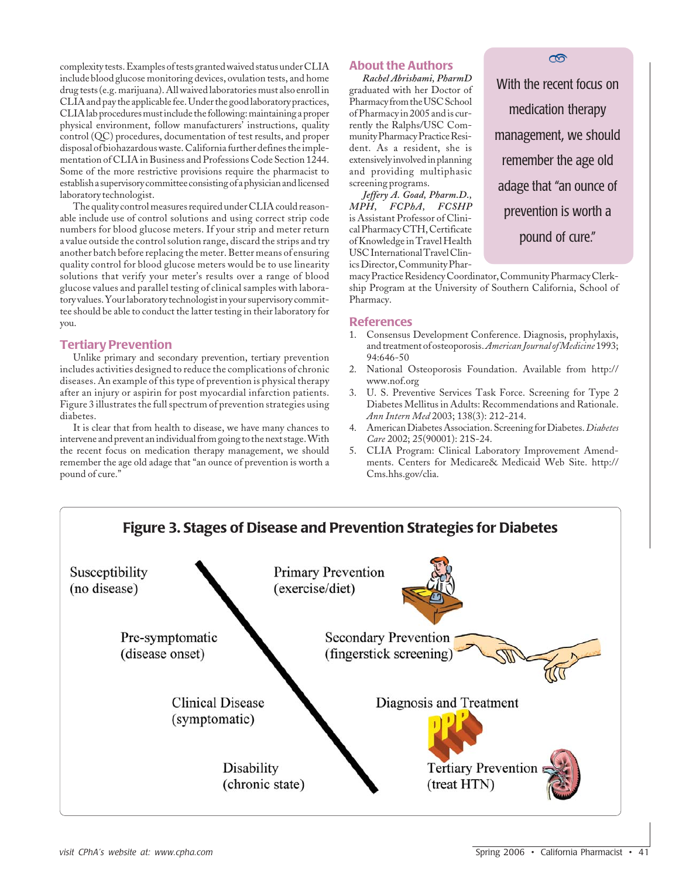complexity tests. Examples of tests granted waived status under CLIA include blood glucose monitoring devices, ovulation tests, and home drug tests (e.g. marijuana). All waived laboratories must also enroll in CLIA and pay the applicable fee. Under the good laboratory practices, CLIA lab procedures must include the following: maintaining a proper physical environment, follow manufacturers' instructions, quality control (QC) procedures, documentation of test results, and proper disposal of biohazardous waste. California further defines the implementation of CLIA in Business and Professions Code Section 1244. Some of the more restrictive provisions require the pharmacist to establish a supervisory committee consisting of a physician and licensed laboratory technologist.

The quality control measures required under CLIA could reasonable include use of control solutions and using correct strip code numbers for blood glucose meters. If your strip and meter return a value outside the control solution range, discard the strips and try another batch before replacing the meter. Better means of ensuring quality control for blood glucose meters would be to use linearity solutions that verify your meter's results over a range of blood glucose values and parallel testing of clinical samples with laboratory values. Your laboratory technologist in your supervisory committee should be able to conduct the latter testing in their laboratory for you.

## Tertiary Prevention

Unlike primary and secondary prevention, tertiary prevention includes activities designed to reduce the complications of chronic diseases. An example of this type of prevention is physical therapy after an injury or aspirin for post myocardial infarction patients. Figure 3 illustrates the full spectrum of prevention strategies using diabetes.

It is clear that from health to disease, we have many chances to intervene and prevent an individual from going to the next stage. With the recent focus on medication therapy management, we should remember the age old adage that "an ounce of prevention is worth a pound of cure."

> With the recent focus on medication therapy management, we should remember the age old adage that "an ounce of prevention is worth a pound of cure."

## About the Authors

*Rachel Abrishami, PharmD* graduated with her Doctor of Pharmacy from the USC School of Pharmacy in 2005 and is currently the Ralphs/USC Community Pharmacy Practice Resident. As a resident, she is extensively involved in planning and providing multiphasic screening programs.

*Jeffery A. Goad, Pharm.D., MPH, FCPhA, FCSHP* is Assistant Professor of Clinical Pharmacy CTH, Certificate of Knowledge in Travel Health USC International Travel Clinics Director, Community Pharmacy Practice Residency Coordinator, Community Pharmacy Clerkship Program at the University of Southern California, School of Pharmacy.

## References

1. Consensus Development Conference. Diagnosis, prophylaxis, and treatment of osteoporosis. *American Journal of Medicine* 1993; 94:646-50
2. National Osteoporosis Foundation. Available from http://www.nof.org
3. U. S. Preventive Services Task Force. Screening for Type 2 Diabetes Mellitus in Adults: Recommendations and Rationale. *Ann Intern Med* 2003; 138(3): 212-214.
4. American Diabetes Association. Screening for Diabetes. *Diabetes Care* 2002; 25(90001): 21S-24.
5. CLIA Program: Clinical Laboratory Improvement Amendments. Centers for Medicare& Medicaid Web Site. http://Cms.hhs.gov/clia.

**Figure 3. Stages of Disease and Prevention Strategies for Diabetes**

Susceptibility (no disease)

Primary Prevention (exercise/diet)

Pre-symptomatic (disease onset)

Secondary Prevention (fingerstick screening)

Clinical Disease (symptomatic)

Diagnosis and Treatment

Disability (chronic state)

Tertiary Prevention (treat HTN)